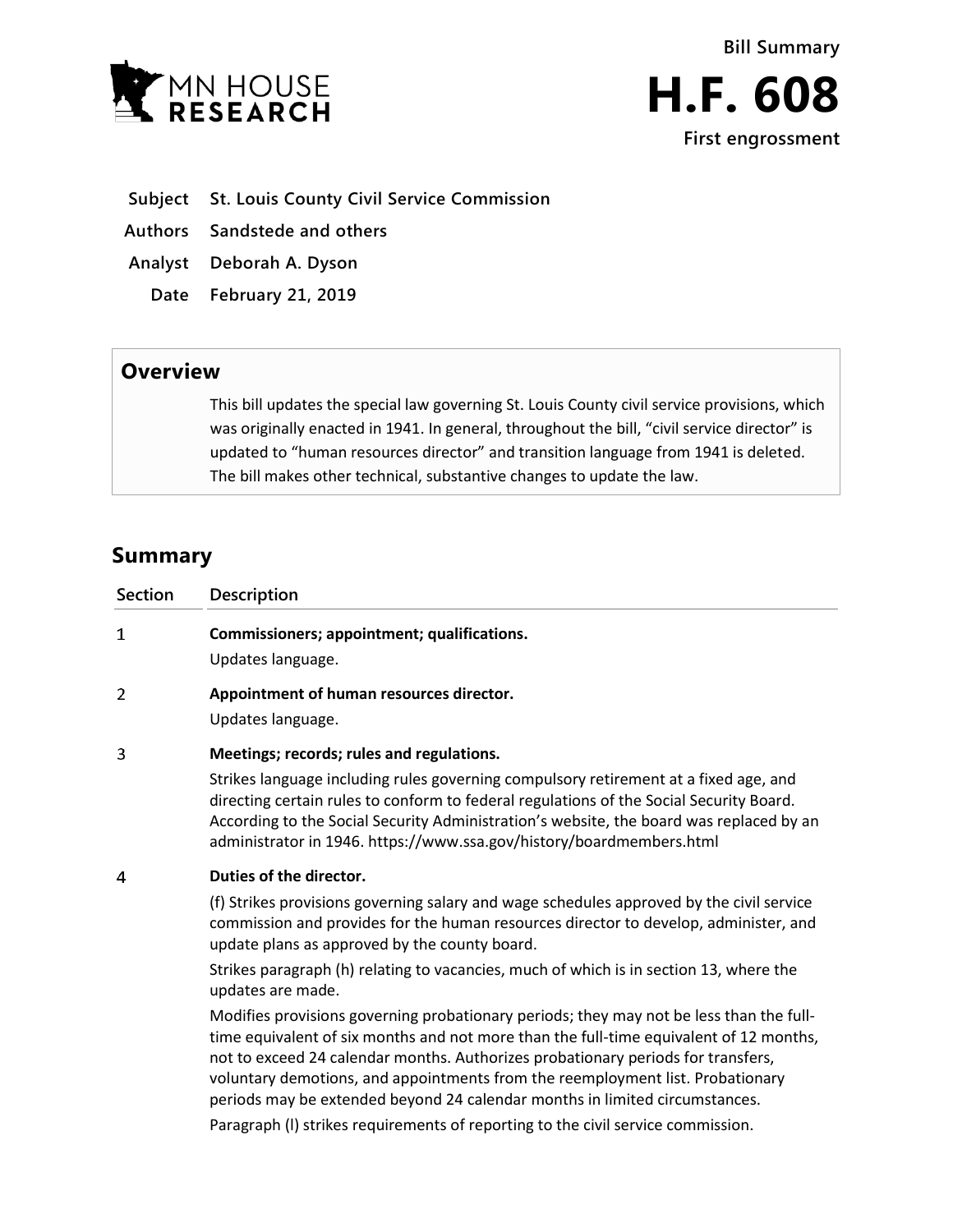Bill Summary

# H.F. 608

**First engrossment**

| | |
|---|---|
| **Subject** | **St. Louis County Civil Service Commission** |
| **Authors** | **Sandstede and others** |
| **Analyst** | **Deborah A. Dyson** |
| **Date** | **February 21, 2019** |

## Overview

This bill updates the special law governing St. Louis County civil service provisions, which was originally enacted in 1941. In general, throughout the bill, "civil service director" is updated to "human resources director" and transition language from 1941 is deleted. The bill makes other technical, substantive changes to update the law.

## Summary

| Section | Description |
|---|---|
| 1 | **Commissioners; appointment; qualifications.**<br>Updates language. |
| 2 | **Appointment of human resources director.**<br>Updates language. |
| 3 | **Meetings; records; rules and regulations.**<br>Strikes language including rules governing compulsory retirement at a fixed age, and directing certain rules to conform to federal regulations of the Social Security Board. According to the Social Security Administration's website, the board was replaced by an administrator in 1946. https://www.ssa.gov/history/boardmembers.html |
| 4 | **Duties of the director.**<br>(f) Strikes provisions governing salary and wage schedules approved by the civil service commission and provides for the human resources director to develop, administer, and update plans as approved by the county board.<br>Strikes paragraph (h) relating to vacancies, much of which is in section 13, where the updates are made.<br>Modifies provisions governing probationary periods; they may not be less than the full-time equivalent of six months and not more than the full-time equivalent of 12 months, not to exceed 24 calendar months. Authorizes probationary periods for transfers, voluntary demotions, and appointments from the reemployment list. Probationary periods may be extended beyond 24 calendar months in limited circumstances.<br>Paragraph (l) strikes requirements of reporting to the civil service commission. |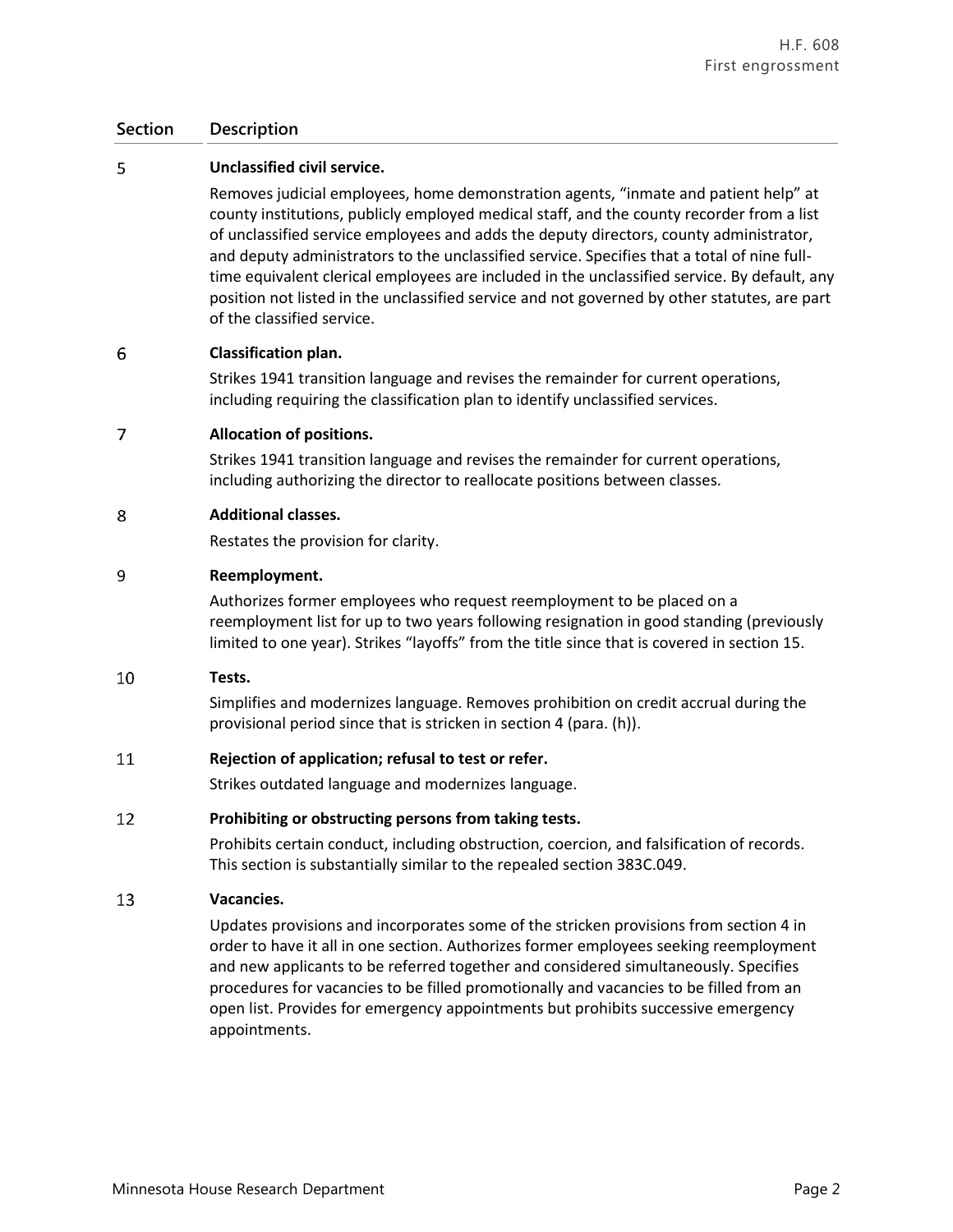| Section | Description |
|---|---|
| 5 | **Unclassified civil service.**<br>Removes judicial employees, home demonstration agents, "inmate and patient help" at county institutions, publicly employed medical staff, and the county recorder from a list of unclassified service employees and adds the deputy directors, county administrator, and deputy administrators to the unclassified service. Specifies that a total of nine full-time equivalent clerical employees are included in the unclassified service. By default, any position not listed in the unclassified service and not governed by other statutes, are part of the classified service. |
| 6 | **Classification plan.**<br>Strikes 1941 transition language and revises the remainder for current operations, including requiring the classification plan to identify unclassified services. |
| 7 | **Allocation of positions.**<br>Strikes 1941 transition language and revises the remainder for current operations, including authorizing the director to reallocate positions between classes. |
| 8 | **Additional classes.**<br>Restates the provision for clarity. |
| 9 | **Reemployment.**<br>Authorizes former employees who request reemployment to be placed on a reemployment list for up to two years following resignation in good standing (previously limited to one year). Strikes "layoffs" from the title since that is covered in section 15. |
| 10 | **Tests.**<br>Simplifies and modernizes language. Removes prohibition on credit accrual during the provisional period since that is stricken in section 4 (para. (h)). |
| 11 | **Rejection of application; refusal to test or refer.**<br>Strikes outdated language and modernizes language. |
| 12 | **Prohibiting or obstructing persons from taking tests.**<br>Prohibits certain conduct, including obstruction, coercion, and falsification of records. This section is substantially similar to the repealed section 383C.049. |
| 13 | **Vacancies.**<br>Updates provisions and incorporates some of the stricken provisions from section 4 in order to have it all in one section. Authorizes former employees seeking reemployment and new applicants to be referred together and considered simultaneously. Specifies procedures for vacancies to be filled promotionally and vacancies to be filled from an open list. Provides for emergency appointments but prohibits successive emergency appointments. |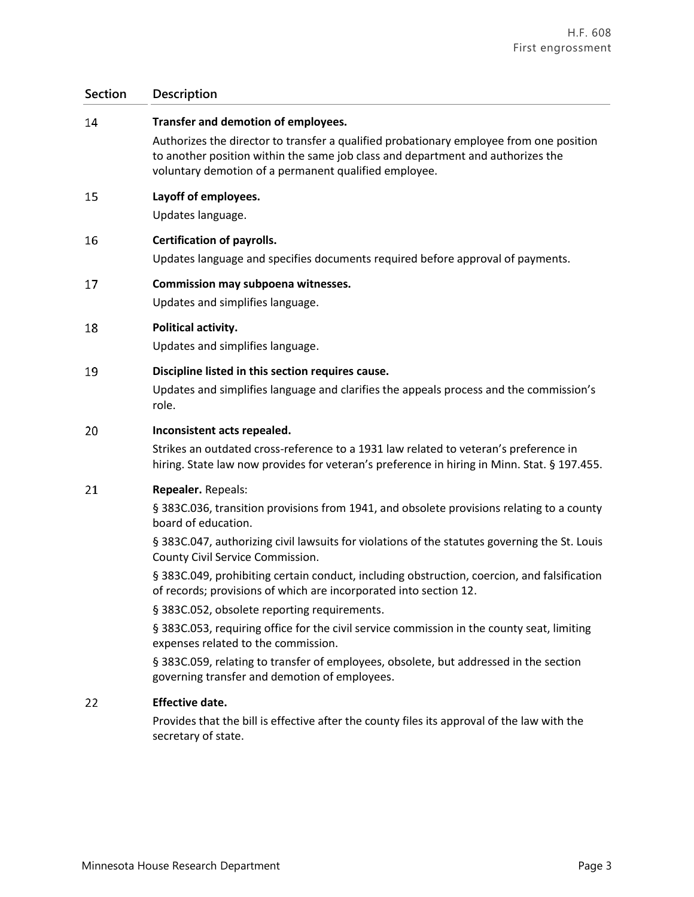| Section | Description |
|---|---|
| 14 | **Transfer and demotion of employees.**<br>Authorizes the director to transfer a qualified probationary employee from one position to another position within the same job class and department and authorizes the voluntary demotion of a permanent qualified employee. |
| 15 | **Layoff of employees.**<br>Updates language. |
| 16 | **Certification of payrolls.**<br>Updates language and specifies documents required before approval of payments. |
| 17 | **Commission may subpoena witnesses.**<br>Updates and simplifies language. |
| 18 | **Political activity.**<br>Updates and simplifies language. |
| 19 | **Discipline listed in this section requires cause.**<br>Updates and simplifies language and clarifies the appeals process and the commission's role. |
| 20 | **Inconsistent acts repealed.**<br>Strikes an outdated cross-reference to a 1931 law related to veteran's preference in hiring. State law now provides for veteran's preference in hiring in Minn. Stat. § 197.455. |
| 21 | **Repealer.** Repeals:<br>§ 383C.036, transition provisions from 1941, and obsolete provisions relating to a county board of education.<br>§ 383C.047, authorizing civil lawsuits for violations of the statutes governing the St. Louis County Civil Service Commission.<br>§ 383C.049, prohibiting certain conduct, including obstruction, coercion, and falsification of records; provisions of which are incorporated into section 12.<br>§ 383C.052, obsolete reporting requirements.<br>§ 383C.053, requiring office for the civil service commission in the county seat, limiting expenses related to the commission.<br>§ 383C.059, relating to transfer of employees, obsolete, but addressed in the section governing transfer and demotion of employees. |
| 22 | **Effective date.**<br>Provides that the bill is effective after the county files its approval of the law with the secretary of state. |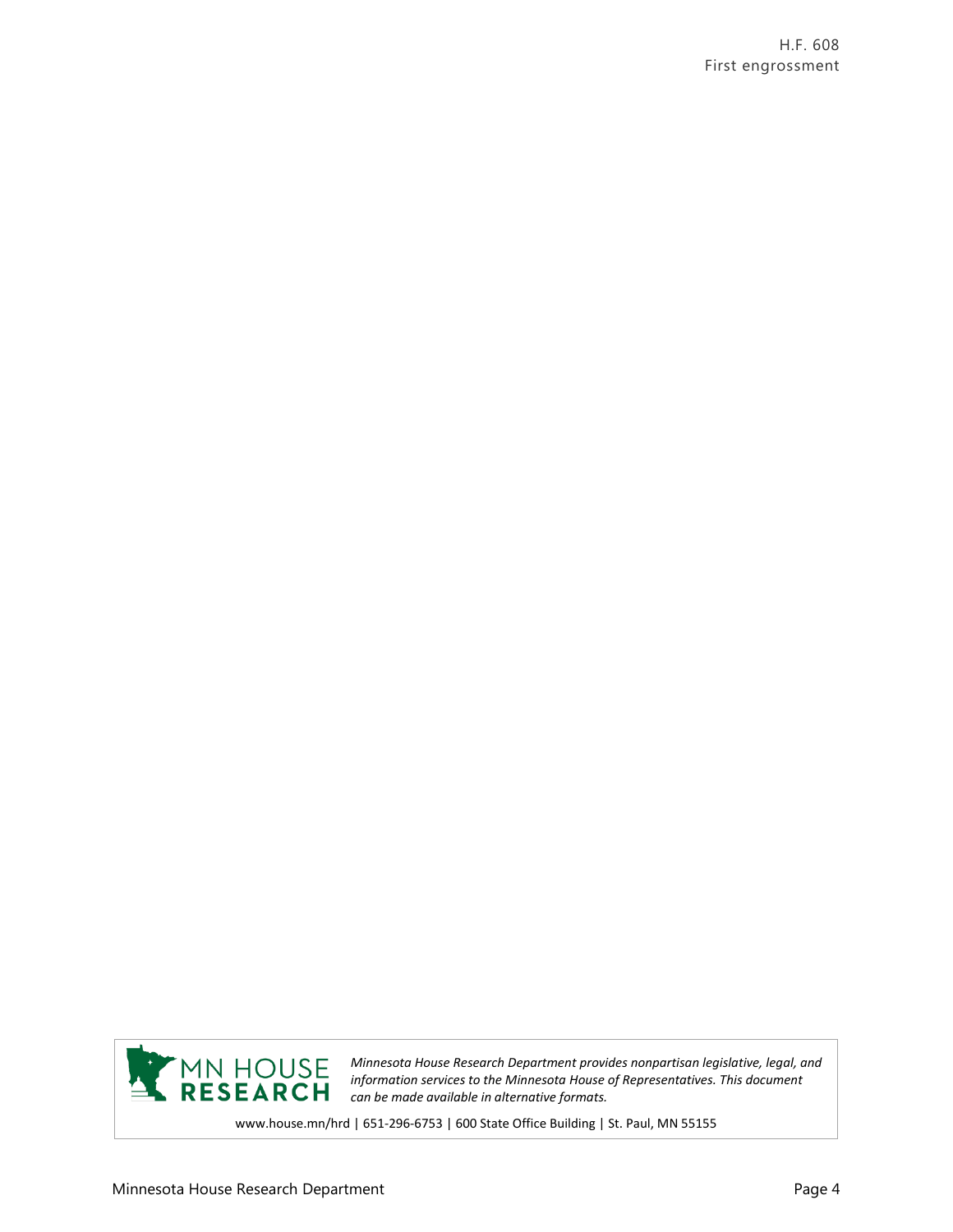MN HOUSE RESEARCH

*Minnesota House Research Department provides nonpartisan legislative, legal, and information services to the Minnesota House of Representatives. This document can be made available in alternative formats.*

www.house.mn/hrd | 651-296-6753 | 600 State Office Building | St. Paul, MN 55155